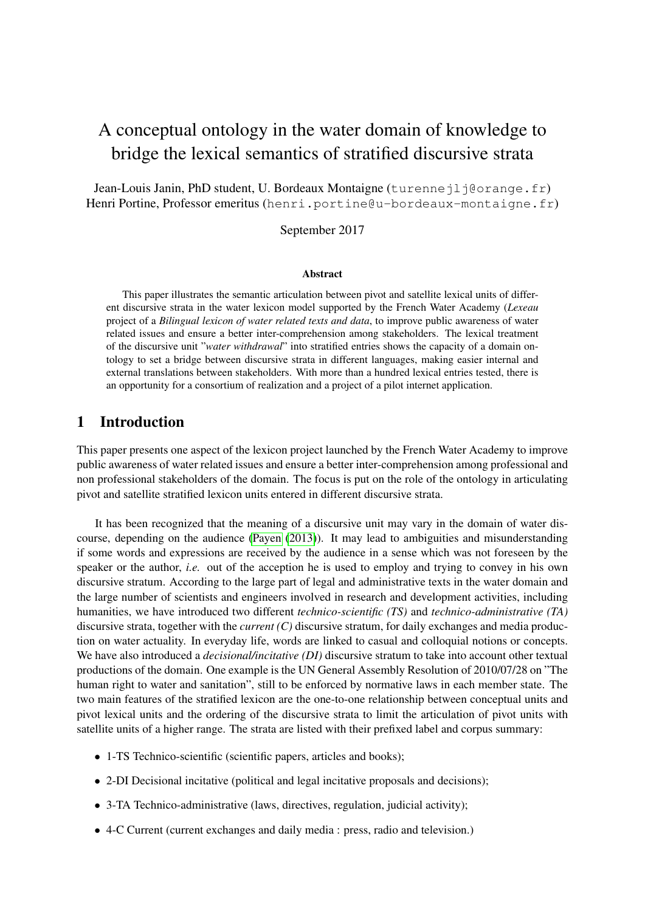# A conceptual ontology in the water domain of knowledge to bridge the lexical semantics of stratified discursive strata

Jean-Louis Janin, PhD student, U. Bordeaux Montaigne (turennejlj@orange.fr)
Henri Portine, Professor emeritus (henri.portine@u-bordeaux-montaigne.fr)

September 2017

### Abstract

This paper illustrates the semantic articulation between pivot and satellite lexical units of different discursive strata in the water lexicon model supported by the French Water Academy (*Lexeau* project of a *Bilingual lexicon of water related texts and data*, to improve public awareness of water related issues and ensure a better inter-comprehension among stakeholders. The lexical treatment of the discursive unit "*water withdrawal*" into stratified entries shows the capacity of a domain ontology to set a bridge between discursive strata in different languages, making easier internal and external translations between stakeholders. With more than a hundred lexical entries tested, there is an opportunity for a consortium of realization and a project of a pilot internet application.

## 1 Introduction

This paper presents one aspect of the lexicon project launched by the French Water Academy to improve public awareness of water related issues and ensure a better inter-comprehension among professional and non professional stakeholders of the domain. The focus is put on the role of the ontology in articulating pivot and satellite stratified lexicon units entered in different discursive strata.

It has been recognized that the meaning of a discursive unit may vary in the domain of water discourse, depending on the audience (Payen (2013)). It may lead to ambiguities and misunderstanding if some words and expressions are received by the audience in a sense which was not foreseen by the speaker or the author, *i.e.* out of the acception he is used to employ and trying to convey in his own discursive stratum. According to the large part of legal and administrative texts in the water domain and the large number of scientists and engineers involved in research and development activities, including humanities, we have introduced two different *technico-scientific (TS)* and *technico-administrative (TA)* discursive strata, together with the *current (C)* discursive stratum, for daily exchanges and media production on water actuality. In everyday life, words are linked to casual and colloquial notions or concepts. We have also introduced a *decisional/incitative (DI)* discursive stratum to take into account other textual productions of the domain. One example is the UN General Assembly Resolution of 2010/07/28 on "The human right to water and sanitation", still to be enforced by normative laws in each member state. The two main features of the stratified lexicon are the one-to-one relationship between conceptual units and pivot lexical units and the ordering of the discursive strata to limit the articulation of pivot units with satellite units of a higher range. The strata are listed with their prefixed label and corpus summary:

- 1-TS Technico-scientific (scientific papers, articles and books);
- 2-DI Decisional incitative (political and legal incitative proposals and decisions);
- 3-TA Technico-administrative (laws, directives, regulation, judicial activity);
- 4-C Current (current exchanges and daily media : press, radio and television.)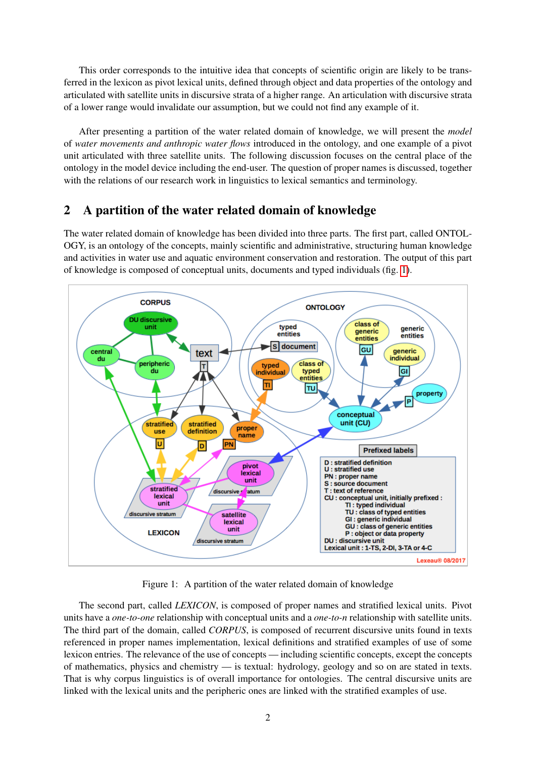This order corresponds to the intuitive idea that concepts of scientific origin are likely to be transferred in the lexicon as pivot lexical units, defined through object and data properties of the ontology and articulated with satellite units in discursive strata of a higher range. An articulation with discursive strata of a lower range would invalidate our assumption, but we could not find any example of it.

After presenting a partition of the water related domain of knowledge, we will present the *model* of *water movements and anthropic water flows* introduced in the ontology, and one example of a pivot unit articulated with three satellite units. The following discussion focuses on the central place of the ontology in the model device including the end-user. The question of proper names is discussed, together with the relations of our research work in linguistics to lexical semantics and terminology.

## 2 A partition of the water related domain of knowledge

The water related domain of knowledge has been divided into three parts. The first part, called ONTOLOGY, is an ontology of the concepts, mainly scientific and administrative, structuring human knowledge and activities in water use and aquatic environment conservation and restoration. The output of this part of knowledge is composed of conceptual units, documents and typed individuals (fig. 1).

Figure 1: A partition of the water related domain of knowledge

The second part, called *LEXICON*, is composed of proper names and stratified lexical units. Pivot units have a *one-to-one* relationship with conceptual units and a *one-to-n* relationship with satellite units. The third part of the domain, called *CORPUS*, is composed of recurrent discursive units found in texts referenced in proper names implementation, lexical definitions and stratified examples of use of some lexicon entries. The relevance of the use of concepts — including scientific concepts, except the concepts of mathematics, physics and chemistry — is textual: hydrology, geology and so on are stated in texts. That is why corpus linguistics is of overall importance for ontologies. The central discursive units are linked with the lexical units and the peripheric ones are linked with the stratified examples of use.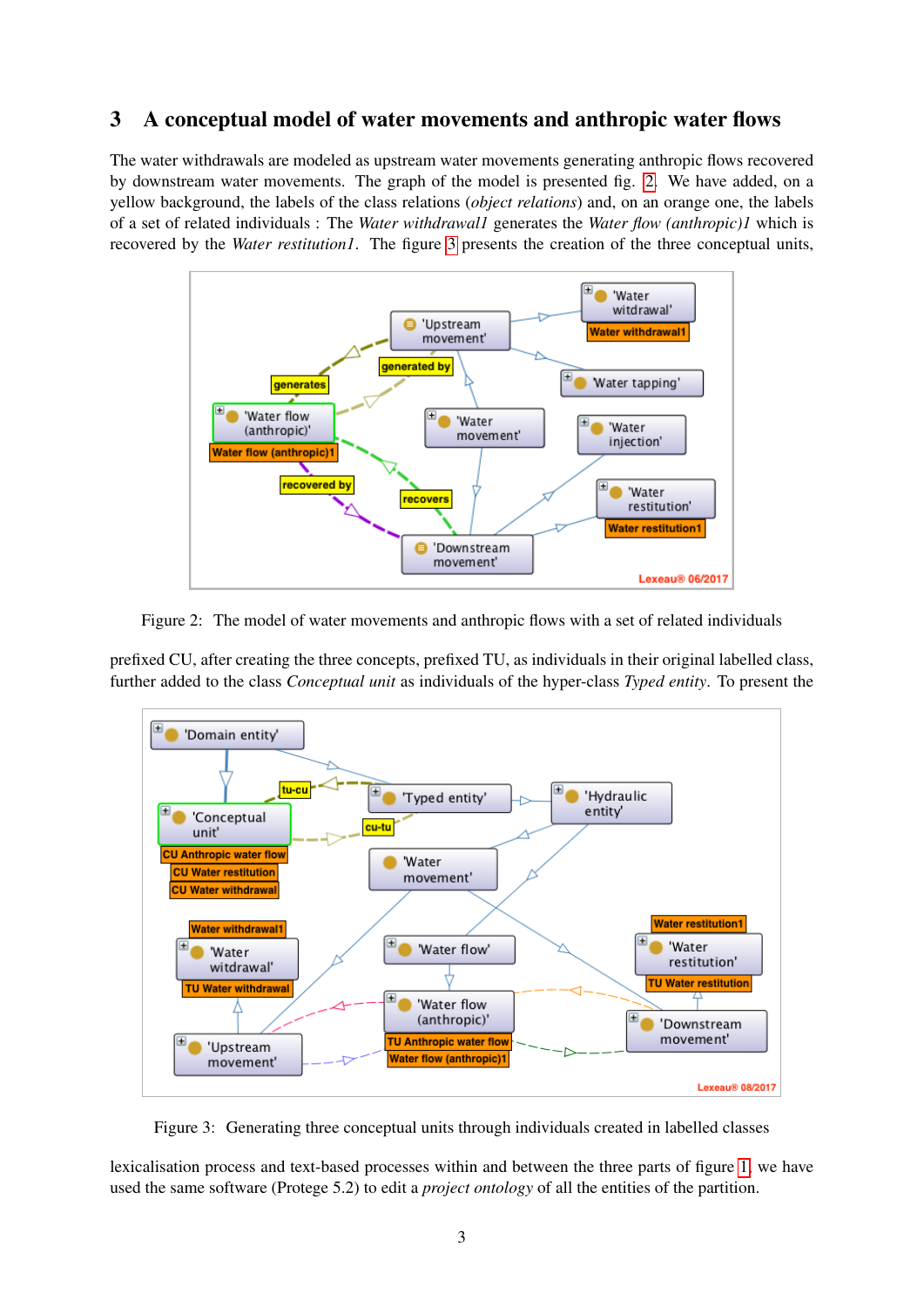## 3 A conceptual model of water movements and anthropic water flows

The water withdrawals are modeled as upstream water movements generating anthropic flows recovered by downstream water movements. The graph of the model is presented fig. 2. We have added, on a yellow background, the labels of the class relations (*object relations*) and, on an orange one, the labels of a set of related individuals : The *Water withdrawal1* generates the *Water flow (anthropic)1* which is recovered by the *Water restitution1*. The figure 3 presents the creation of the three conceptual units,

Figure 2: The model of water movements and anthropic flows with a set of related individuals

prefixed CU, after creating the three concepts, prefixed TU, as individuals in their original labelled class, further added to the class *Conceptual unit* as individuals of the hyper-class *Typed entity*. To present the

Figure 3: Generating three conceptual units through individuals created in labelled classes

lexicalisation process and text-based processes within and between the three parts of figure 1, we have used the same software (Protege 5.2) to edit a *project ontology* of all the entities of the partition.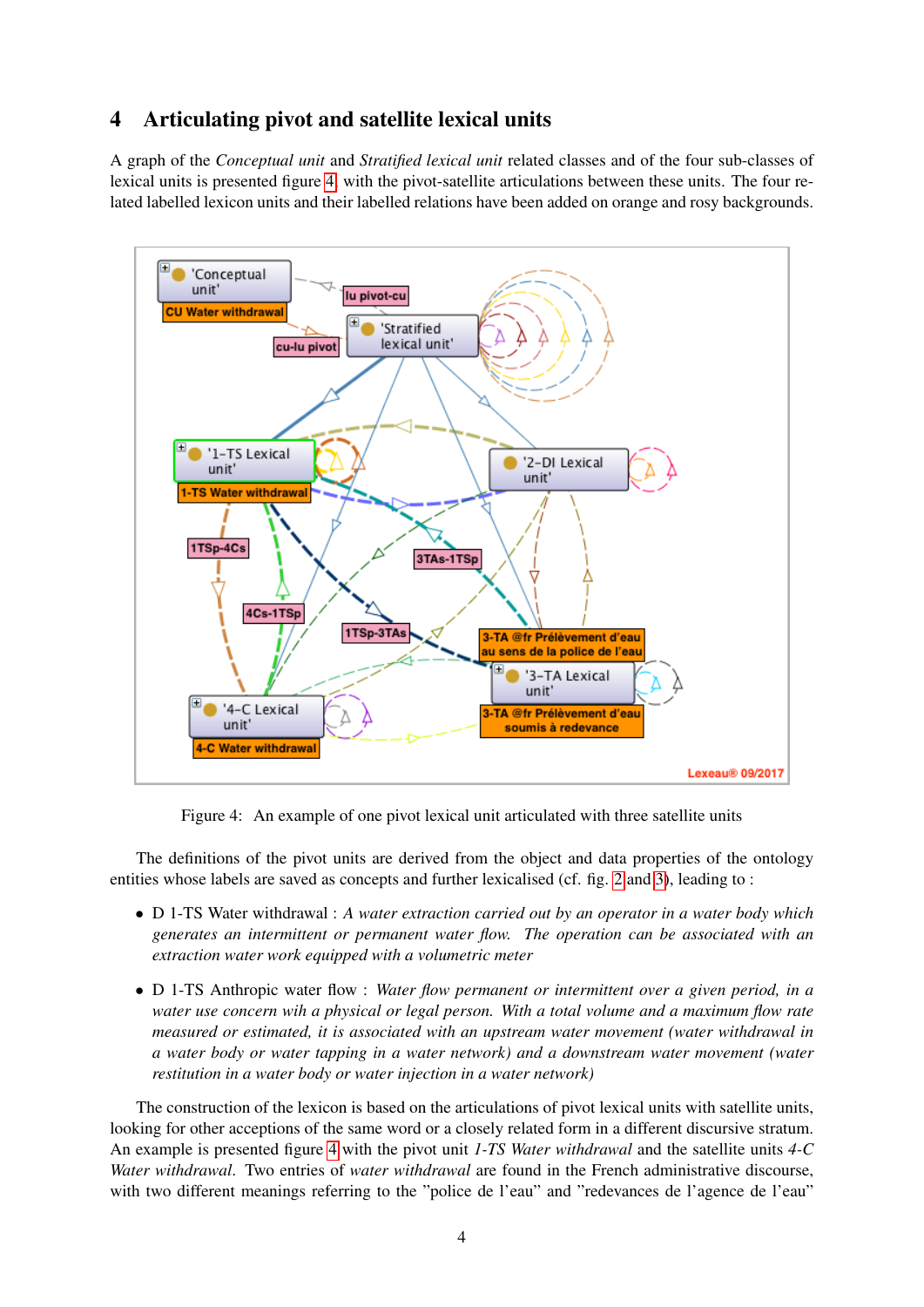## 4 Articulating pivot and satellite lexical units

A graph of the *Conceptual unit* and *Stratified lexical unit* related classes and of the four sub-classes of lexical units is presented figure 4, with the pivot-satellite articulations between these units. The four related labelled lexicon units and their labelled relations have been added on orange and rosy backgrounds.

Figure 4: An example of one pivot lexical unit articulated with three satellite units

The definitions of the pivot units are derived from the object and data properties of the ontology entities whose labels are saved as concepts and further lexicalised (cf. fig. 2 and 3), leading to :

- D 1-TS Water withdrawal : *A water extraction carried out by an operator in a water body which generates an intermittent or permanent water flow. The operation can be associated with an extraction water work equipped with a volumetric meter*
- D 1-TS Anthropic water flow : *Water flow permanent or intermittent over a given period, in a water use concern wih a physical or legal person. With a total volume and a maximum flow rate measured or estimated, it is associated with an upstream water movement (water withdrawal in a water body or water tapping in a water network) and a downstream water movement (water restitution in a water body or water injection in a water network)*

The construction of the lexicon is based on the articulations of pivot lexical units with satellite units, looking for other acceptions of the same word or a closely related form in a different discursive stratum. An example is presented figure 4 with the pivot unit *1-TS Water withdrawal* and the satellite units *4-C Water withdrawal*. Two entries of *water withdrawal* are found in the French administrative discourse, with two different meanings referring to the "police de l'eau" and "redevances de l'agence de l'eau"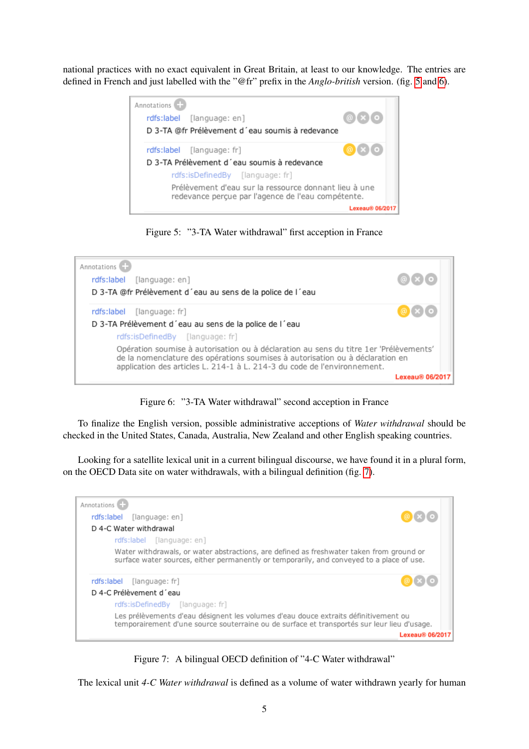national practices with no exact equivalent in Great Britain, at least to our knowledge. The entries are defined in French and just labelled with the "@fr" prefix in the *Anglo-british* version. (fig. 5 and 6).

Annotations
rdfs:label [language: en]
D 3-TA @fr Prélèvement d´eau soumis à redevance

rdfs:label [language: fr]
D 3-TA Prélèvement d´eau soumis à redevance
rdfs:isDefinedBy [language: fr]
Prélèvement d'eau sur la ressource donnant lieu à une redevance perçue par l'agence de l'eau compétente.
Lexeau® 06/2017

Figure 5: "3-TA Water withdrawal" first acception in France

Annotations
rdfs:label [language: en]
D 3-TA @fr Prélèvement d´eau au sens de la police de l´eau

rdfs:label [language: fr]
D 3-TA Prélèvement d´eau au sens de la police de l´eau
rdfs:isDefinedBy [language: fr]
Opération soumise à autorisation ou à déclaration au sens du titre 1er 'Prélèvements' de la nomenclature des opérations soumises à autorisation ou à déclaration en application des articles L. 214-1 à L. 214-3 du code de l'environnement.
Lexeau® 06/2017

Figure 6: "3-TA Water withdrawal" second acception in France

To finalize the English version, possible administrative acceptions of *Water withdrawal* should be checked in the United States, Canada, Australia, New Zealand and other English speaking countries.

Looking for a satellite lexical unit in a current bilingual discourse, we have found it in a plural form, on the OECD Data site on water withdrawals, with a bilingual definition (fig. 7).

Annotations
rdfs:label [language: en]
D 4-C Water withdrawal
rdfs:label [language: en]
Water withdrawals, or water abstractions, are defined as freshwater taken from ground or surface water sources, either permanently or temporarily, and conveyed to a place of use.

rdfs:label [language: fr]
D 4-C Prélèvement d´eau
rdfs:isDefinedBy [language: fr]
Les prélèvements d'eau désignent les volumes d'eau douce extraits définitivement ou temporairement d'une source souterraine ou de surface et transportés sur leur lieu d'usage.
Lexeau® 06/2017

Figure 7: A bilingual OECD definition of "4-C Water withdrawal"

The lexical unit *4-C Water withdrawal* is defined as a volume of water withdrawn yearly for human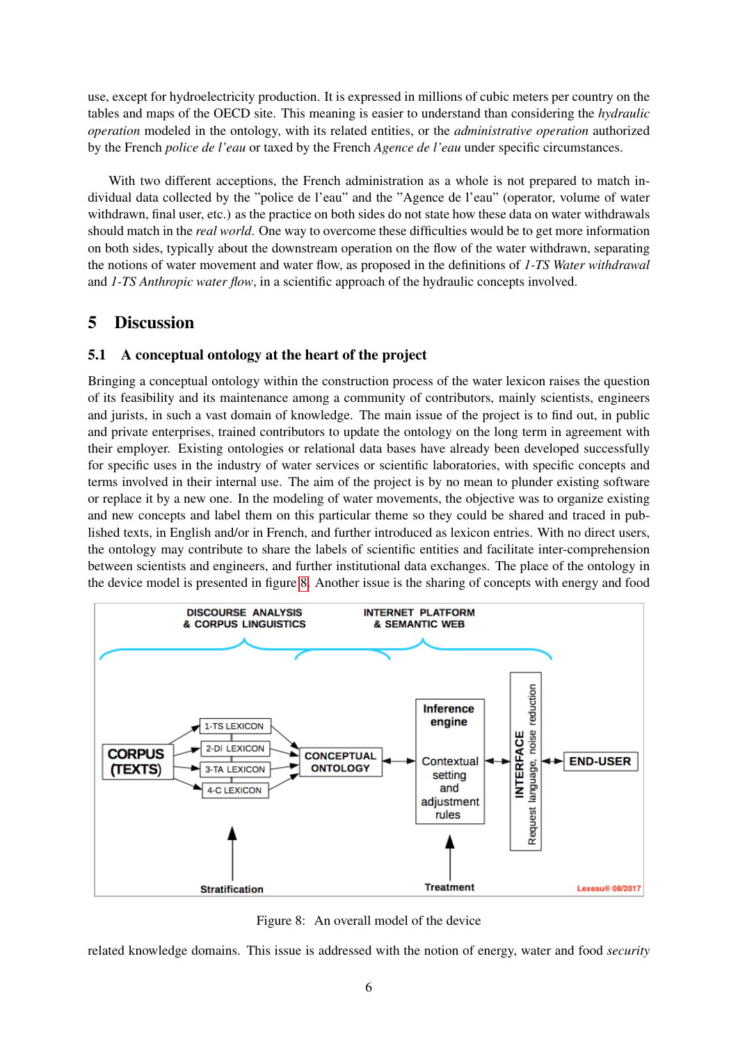use, except for hydroelectricity production. It is expressed in millions of cubic meters per country on the tables and maps of the OECD site. This meaning is easier to understand than considering the *hydraulic operation* modeled in the ontology, with its related entities, or the *administrative operation* authorized by the French *police de l'eau* or taxed by the French *Agence de l'eau* under specific circumstances.

With two different acceptions, the French administration as a whole is not prepared to match individual data collected by the "police de l'eau" and the "Agence de l'eau" (operator, volume of water withdrawn, final user, etc.) as the practice on both sides do not state how these data on water withdrawals should match in the *real world*. One way to overcome these difficulties would be to get more information on both sides, typically about the downstream operation on the flow of the water withdrawn, separating the notions of water movement and water flow, as proposed in the definitions of *1-TS Water withdrawal* and *1-TS Anthropic water flow*, in a scientific approach of the hydraulic concepts involved.

## 5 Discussion

### 5.1 A conceptual ontology at the heart of the project

Bringing a conceptual ontology within the construction process of the water lexicon raises the question of its feasibility and its maintenance among a community of contributors, mainly scientists, engineers and jurists, in such a vast domain of knowledge. The main issue of the project is to find out, in public and private enterprises, trained contributors to update the ontology on the long term in agreement with their employer. Existing ontologies or relational data bases have already been developed successfully for specific uses in the industry of water services or scientific laboratories, with specific concepts and terms involved in their internal use. The aim of the project is by no mean to plunder existing software or replace it by a new one. In the modeling of water movements, the objective was to organize existing and new concepts and label them on this particular theme so they could be shared and traced in published texts, in English and/or in French, and further introduced as lexicon entries. With no direct users, the ontology may contribute to share the labels of scientific entities and facilitate inter-comprehension between scientists and engineers, and further institutional data exchanges. The place of the ontology in the device model is presented in figure 8. Another issue is the sharing of concepts with energy and food

Figure 8: An overall model of the device

related knowledge domains. This issue is addressed with the notion of energy, water and food *security*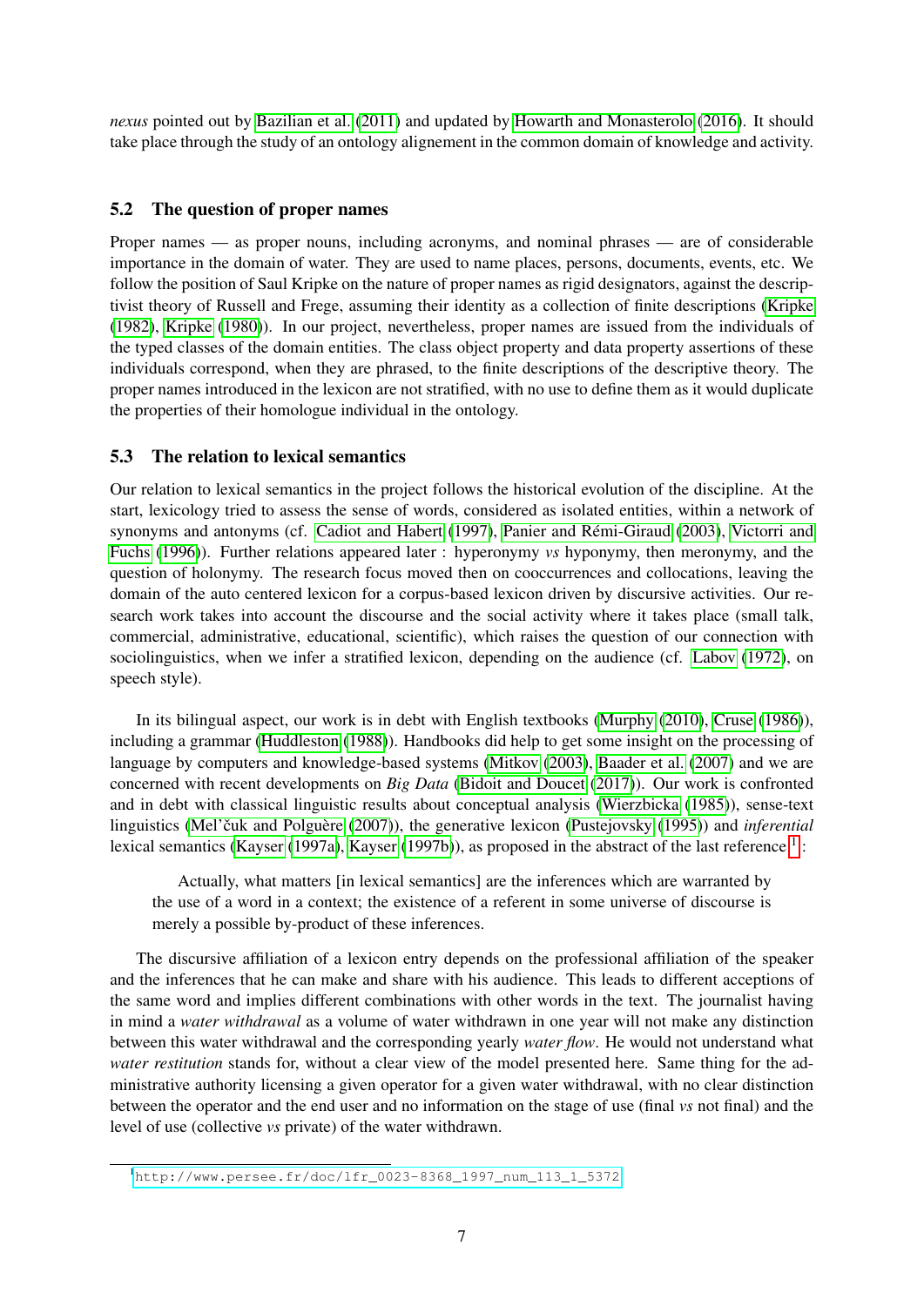*nexus* pointed out by Bazilian et al. (2011) and updated by Howarth and Monasterolo (2016). It should take place through the study of an ontology alignement in the common domain of knowledge and activity.

### 5.2 The question of proper names

Proper names — as proper nouns, including acronyms, and nominal phrases — are of considerable importance in the domain of water. They are used to name places, persons, documents, events, etc. We follow the position of Saul Kripke on the nature of proper names as rigid designators, against the descriptivist theory of Russell and Frege, assuming their identity as a collection of finite descriptions (Kripke (1982), Kripke (1980)). In our project, nevertheless, proper names are issued from the individuals of the typed classes of the domain entities. The class object property and data property assertions of these individuals correspond, when they are phrased, to the finite descriptions of the descriptive theory. The proper names introduced in the lexicon are not stratified, with no use to define them as it would duplicate the properties of their homologue individual in the ontology.

### 5.3 The relation to lexical semantics

Our relation to lexical semantics in the project follows the historical evolution of the discipline. At the start, lexicology tried to assess the sense of words, considered as isolated entities, within a network of synonyms and antonyms (cf. Cadiot and Habert (1997), Panier and Rémi-Giraud (2003), Victorri and Fuchs (1996)). Further relations appeared later : hyperonymy *vs* hyponymy, then meronymy, and the question of holonymy. The research focus moved then on cooccurrences and collocations, leaving the domain of the auto centered lexicon for a corpus-based lexicon driven by discursive activities. Our research work takes into account the discourse and the social activity where it takes place (small talk, commercial, administrative, educational, scientific), which raises the question of our connection with sociolinguistics, when we infer a stratified lexicon, depending on the audience (cf. Labov (1972), on speech style).

In its bilingual aspect, our work is in debt with English textbooks (Murphy (2010), Cruse (1986)), including a grammar (Huddleston (1988)). Handbooks did help to get some insight on the processing of language by computers and knowledge-based systems (Mitkov (2003), Baader et al. (2007) and we are concerned with recent developments on *Big Data* (Bidoit and Doucet (2017)). Our work is confronted and in debt with classical linguistic results about conceptual analysis (Wierzbicka (1985)), sense-text linguistics (Mel'čuk and Polguère (2007)), the generative lexicon (Pustejovsky (1995)) and *inferential* lexical semantics (Kayser (1997a), Kayser (1997b)), as proposed in the abstract of the last reference [1]:

> Actually, what matters [in lexical semantics] are the inferences which are warranted by the use of a word in a context; the existence of a referent in some universe of discourse is merely a possible by-product of these inferences.

The discursive affiliation of a lexicon entry depends on the professional affiliation of the speaker and the inferences that he can make and share with his audience. This leads to different acceptions of the same word and implies different combinations with other words in the text. The journalist having in mind a *water withdrawal* as a volume of water withdrawn in one year will not make any distinction between this water withdrawal and the corresponding yearly *water flow*. He would not understand what *water restitution* stands for, without a clear view of the model presented here. Same thing for the administrative authority licensing a given operator for a given water withdrawal, with no clear distinction between the operator and the end user and no information on the stage of use (final *vs* not final) and the level of use (collective *vs* private) of the water withdrawn.

[1] http://www.persee.fr/doc/lfr_0023-8368_1997_num_113_1_5372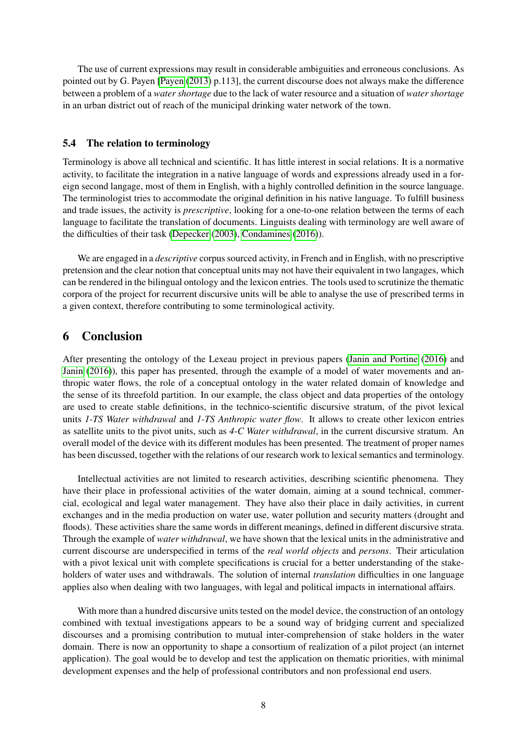The use of current expressions may result in considerable ambiguities and erroneous conclusions. As pointed out by G. Payen [Payen (2013) p.113], the current discourse does not always make the difference between a problem of a *water shortage* due to the lack of water resource and a situation of *water shortage* in an urban district out of reach of the municipal drinking water network of the town.

### 5.4 The relation to terminology

Terminology is above all technical and scientific. It has little interest in social relations. It is a normative activity, to facilitate the integration in a native language of words and expressions already used in a foreign second langage, most of them in English, with a highly controlled definition in the source language. The terminologist tries to accommodate the original definition in his native language. To fulfill business and trade issues, the activity is *prescriptive*, looking for a one-to-one relation between the terms of each language to facilitate the translation of documents. Linguists dealing with terminology are well aware of the difficulties of their task (Depecker (2003), Condamines (2016)).

We are engaged in a *descriptive* corpus sourced activity, in French and in English, with no prescriptive pretension and the clear notion that conceptual units may not have their equivalent in two langages, which can be rendered in the bilingual ontology and the lexicon entries. The tools used to scrutinize the thematic corpora of the project for recurrent discursive units will be able to analyse the use of prescribed terms in a given context, therefore contributing to some terminological activity.

## 6 Conclusion

After presenting the ontology of the Lexeau project in previous papers (Janin and Portine (2016) and Janin (2016)), this paper has presented, through the example of a model of water movements and anthropic water flows, the role of a conceptual ontology in the water related domain of knowledge and the sense of its threefold partition. In our example, the class object and data properties of the ontology are used to create stable definitions, in the technico-scientific discursive stratum, of the pivot lexical units *1-TS Water withdrawal* and *1-TS Anthropic water flow*. It allows to create other lexicon entries as satellite units to the pivot units, such as *4-C Water withdrawal*, in the current discursive stratum. An overall model of the device with its different modules has been presented. The treatment of proper names has been discussed, together with the relations of our research work to lexical semantics and terminology.

Intellectual activities are not limited to research activities, describing scientific phenomena. They have their place in professional activities of the water domain, aiming at a sound technical, commercial, ecological and legal water management. They have also their place in daily activities, in current exchanges and in the media production on water use, water pollution and security matters (drought and floods). These activities share the same words in different meanings, defined in different discursive strata. Through the example of *water withdrawal*, we have shown that the lexical units in the administrative and current discourse are underspecified in terms of the *real world objects* and *persons*. Their articulation with a pivot lexical unit with complete specifications is crucial for a better understanding of the stakeholders of water uses and withdrawals. The solution of internal *translation* difficulties in one language applies also when dealing with two languages, with legal and political impacts in international affairs.

With more than a hundred discursive units tested on the model device, the construction of an ontology combined with textual investigations appears to be a sound way of bridging current and specialized discourses and a promising contribution to mutual inter-comprehension of stake holders in the water domain. There is now an opportunity to shape a consortium of realization of a pilot project (an internet application). The goal would be to develop and test the application on thematic priorities, with minimal development expenses and the help of professional contributors and non professional end users.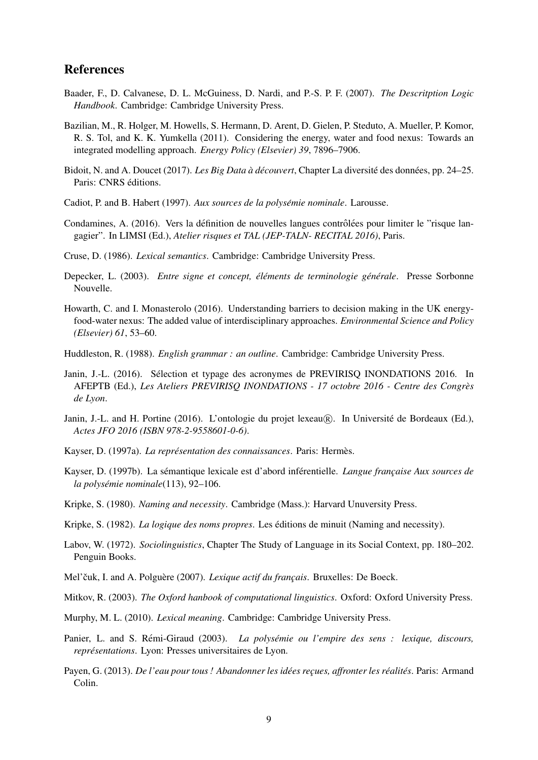## References

Baader, F., D. Calvanese, D. L. McGuiness, D. Nardi, and P.-S. P. F. (2007). *The Descritption Logic Handbook*. Cambridge: Cambridge University Press.

Bazilian, M., R. Holger, M. Howells, S. Hermann, D. Arent, D. Gielen, P. Steduto, A. Mueller, P. Komor, R. S. Tol, and K. K. Yumkella (2011). Considering the energy, water and food nexus: Towards an integrated modelling approach. *Energy Policy (Elsevier) 39*, 7896–7906.

Bidoit, N. and A. Doucet (2017). *Les Big Data à découvert*, Chapter La diversité des données, pp. 24–25. Paris: CNRS éditions.

Cadiot, P. and B. Habert (1997). *Aux sources de la polysémie nominale*. Larousse.

Condamines, A. (2016). Vers la définition de nouvelles langues contrôlées pour limiter le "risque langagier". In LIMSI (Ed.), *Atelier risques et TAL (JEP-TALN- RECITAL 2016)*, Paris.

Cruse, D. (1986). *Lexical semantics*. Cambridge: Cambridge University Press.

Depecker, L. (2003). *Entre signe et concept, éléments de terminologie générale*. Presse Sorbonne Nouvelle.

Howarth, C. and I. Monasterolo (2016). Understanding barriers to decision making in the UK energy-food-water nexus: The added value of interdisciplinary approaches. *Environmental Science and Policy (Elsevier) 61*, 53–60.

Huddleston, R. (1988). *English grammar : an outline*. Cambridge: Cambridge University Press.

Janin, J.-L. (2016). Sélection et typage des acronymes de PREVIRISQ INONDATIONS 2016. In AFEPTB (Ed.), *Les Ateliers PREVIRISQ INONDATIONS - 17 octobre 2016 - Centre des Congrès de Lyon*.

Janin, J.-L. and H. Portine (2016). L'ontologie du projet lexeau®. In Université de Bordeaux (Ed.), *Actes JFO 2016 (ISBN 978-2-9558601-0-6)*.

Kayser, D. (1997a). *La représentation des connaissances*. Paris: Hermès.

Kayser, D. (1997b). La sémantique lexicale est d'abord inférentielle. *Langue française Aux sources de la polysémie nominale*(113), 92–106.

Kripke, S. (1980). *Naming and necessity*. Cambridge (Mass.): Harvard Unuversity Press.

Kripke, S. (1982). *La logique des noms propres*. Les éditions de minuit (Naming and necessity).

Labov, W. (1972). *Sociolinguistics*, Chapter The Study of Language in its Social Context, pp. 180–202. Penguin Books.

Mel'čuk, I. and A. Polguère (2007). *Lexique actif du français*. Bruxelles: De Boeck.

Mitkov, R. (2003). *The Oxford hanbook of computational linguistics*. Oxford: Oxford University Press.

Murphy, M. L. (2010). *Lexical meaning*. Cambridge: Cambridge University Press.

Panier, L. and S. Rémi-Giraud (2003). *La polysémie ou l'empire des sens : lexique, discours, représentations*. Lyon: Presses universitaires de Lyon.

Payen, G. (2013). *De l'eau pour tous ! Abandonner les idées reçues, affronter les réalités*. Paris: Armand Colin.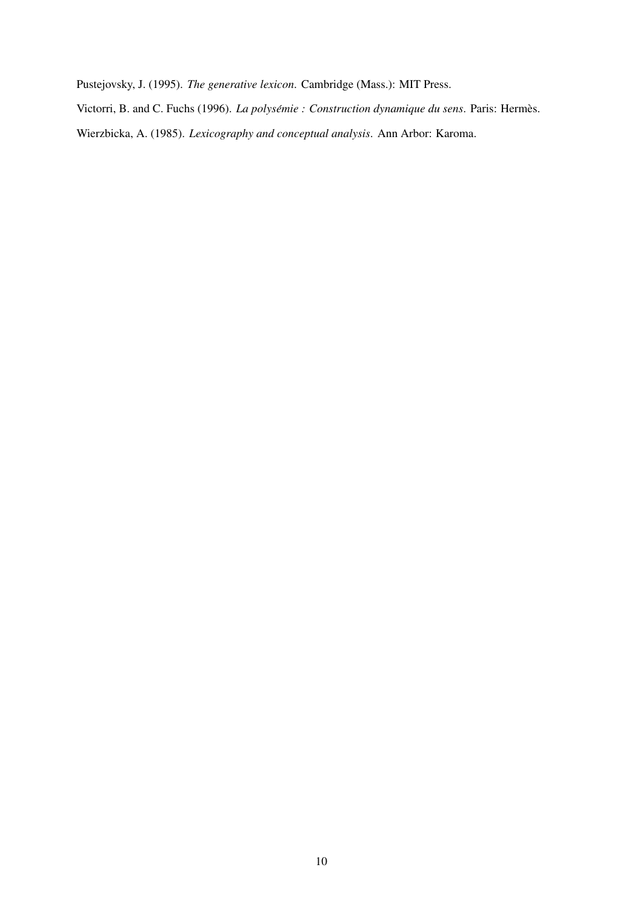Pustejovsky, J. (1995). *The generative lexicon.* Cambridge (Mass.): MIT Press.

Victorri, B. and C. Fuchs (1996). *La polysémie : Construction dynamique du sens.* Paris: Hermès.

Wierzbicka, A. (1985). *Lexicography and conceptual analysis.* Ann Arbor: Karoma.